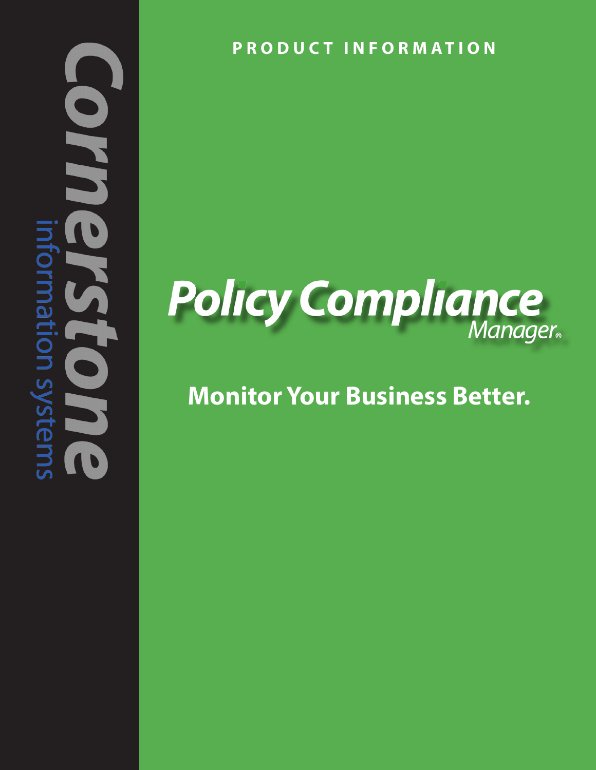Cornerstone information systems

PRODUCT INFORMATION

# Policy Compliance Manager®

## Monitor Your Business Better.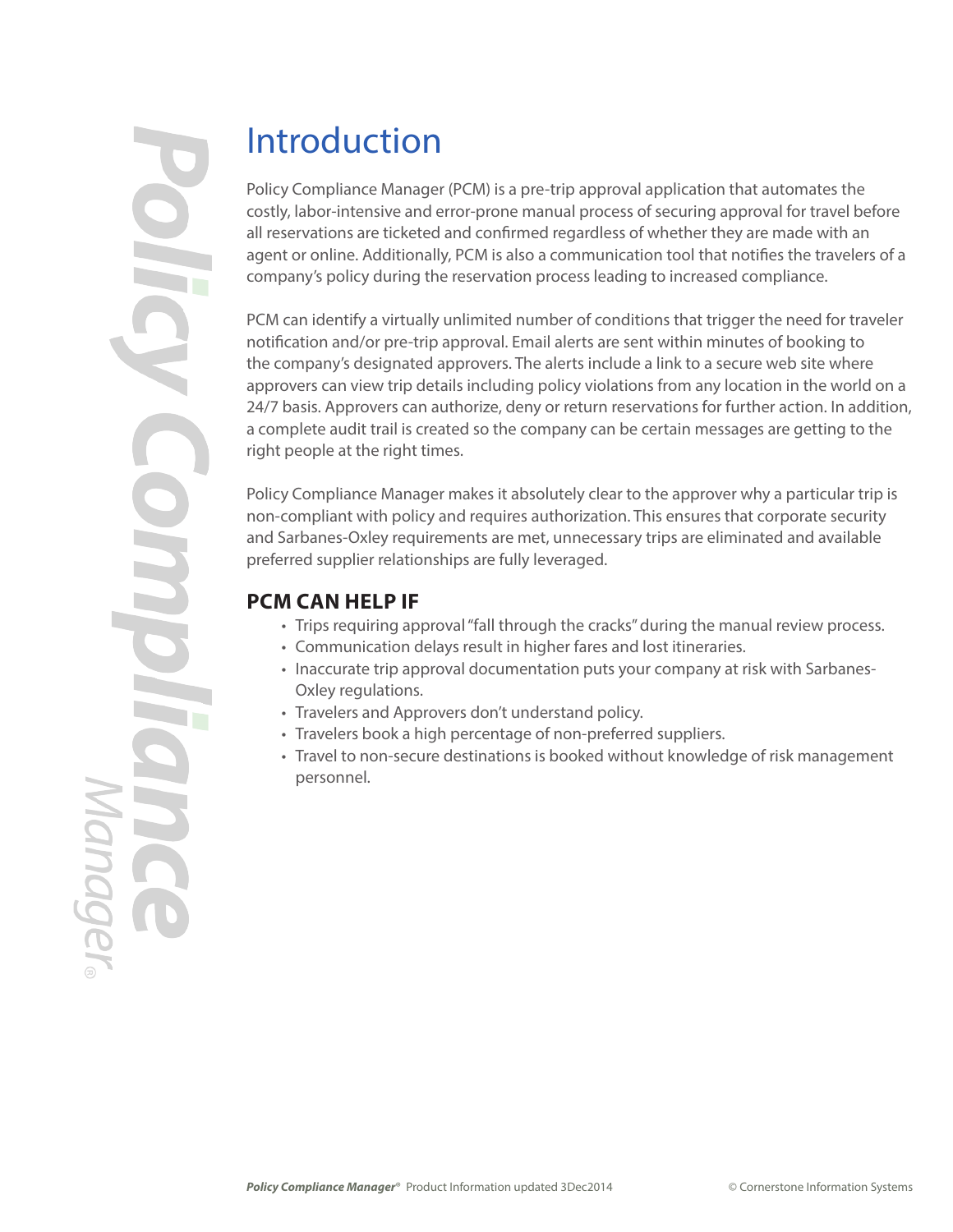# Introduction

Policy Compliance Manager (PCM) is a pre-trip approval application that automates the costly, labor-intensive and error-prone manual process of securing approval for travel before all reservations are ticketed and confirmed regardless of whether they are made with an agent or online. Additionally, PCM is also a communication tool that notifies the travelers of a company's policy during the reservation process leading to increased compliance.

PCM can identify a virtually unlimited number of conditions that trigger the need for traveler notification and/or pre-trip approval. Email alerts are sent within minutes of booking to the company's designated approvers. The alerts include a link to a secure web site where approvers can view trip details including policy violations from any location in the world on a 24/7 basis. Approvers can authorize, deny or return reservations for further action. In addition, a complete audit trail is created so the company can be certain messages are getting to the right people at the right times.

Policy Compliance Manager makes it absolutely clear to the approver why a particular trip is non-compliant with policy and requires authorization. This ensures that corporate security and Sarbanes-Oxley requirements are met, unnecessary trips are eliminated and available preferred supplier relationships are fully leveraged.

## PCM CAN HELP IF

- Trips requiring approval "fall through the cracks" during the manual review process.
- Communication delays result in higher fares and lost itineraries.
- Inaccurate trip approval documentation puts your company at risk with Sarbanes-Oxley regulations.
- Travelers and Approvers don't understand policy.
- Travelers book a high percentage of non-preferred suppliers.
- Travel to non-secure destinations is booked without knowledge of risk management personnel.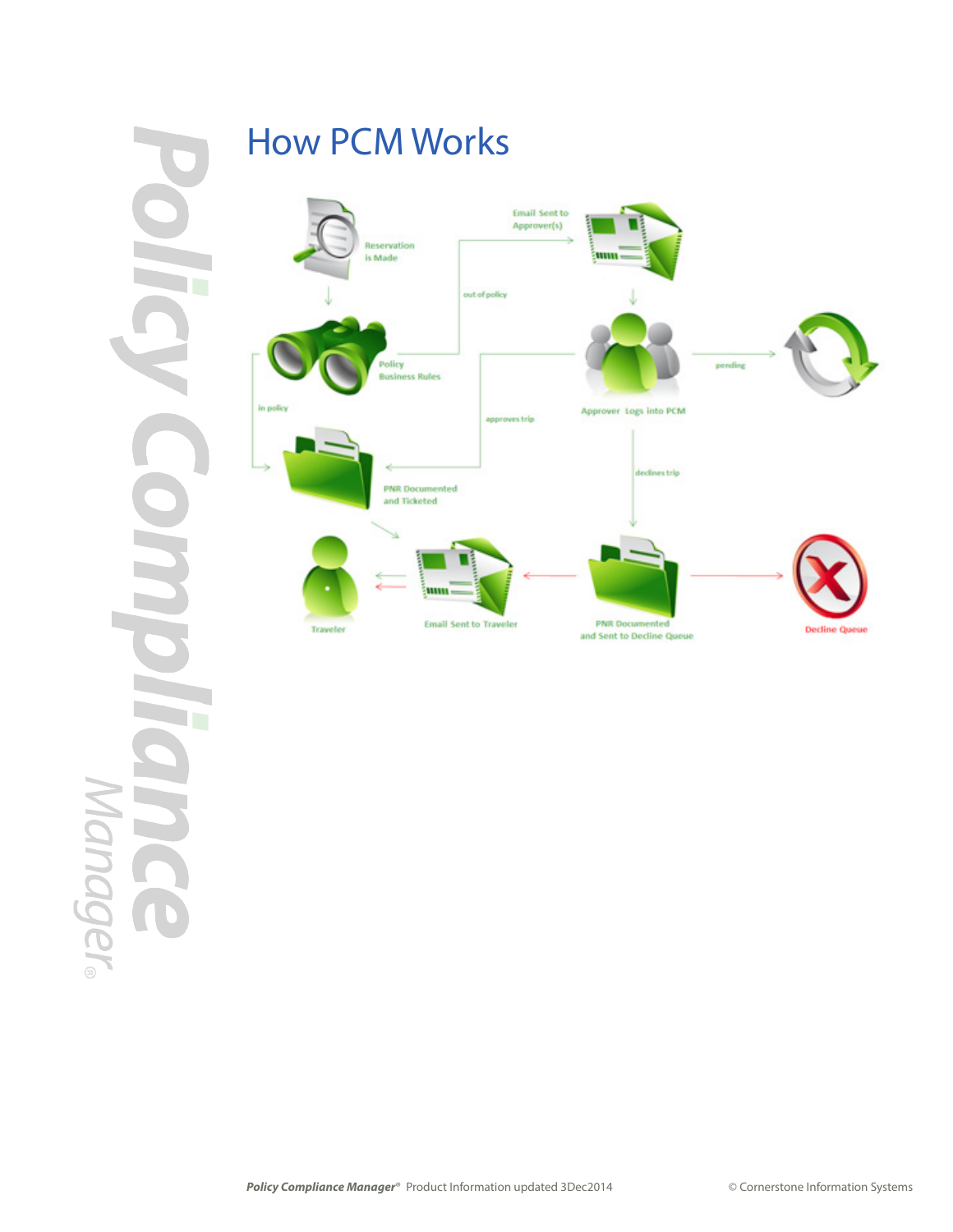# How PCM Works

Reservation is Made

Policy Business Rules

out of policy

Email Sent to Approver(s)

Approver Logs into PCM

pending

in policy

approves trip

PNR Documented and Ticketed

declines trip

Traveler

Email Sent to Traveler

PNR Documented and Sent to Decline Queue

Decline Queue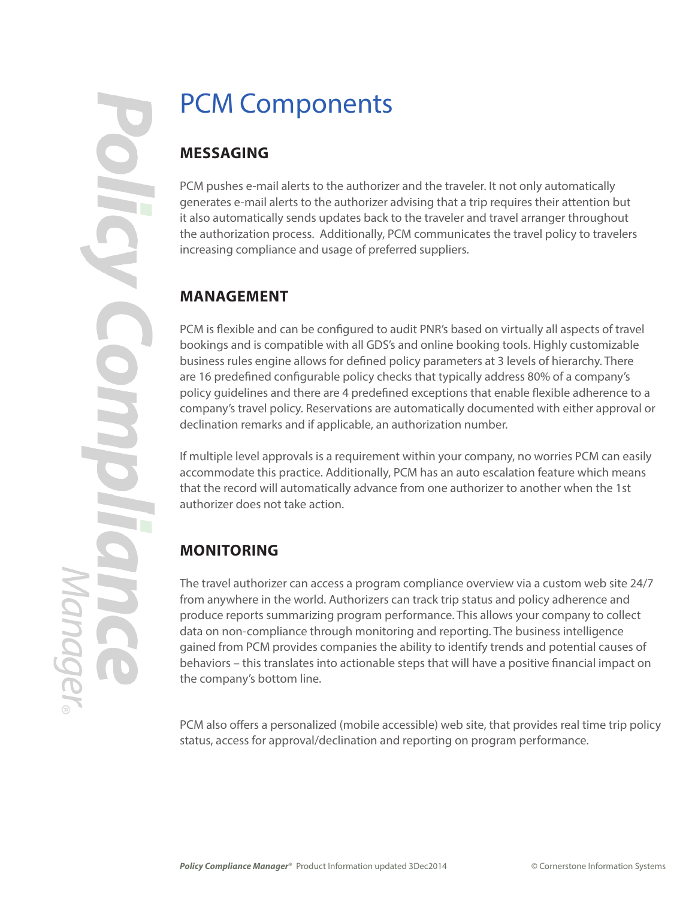# PCM Components

## MESSAGING

PCM pushes e-mail alerts to the authorizer and the traveler. It not only automatically generates e-mail alerts to the authorizer advising that a trip requires their attention but it also automatically sends updates back to the traveler and travel arranger throughout the authorization process. Additionally, PCM communicates the travel policy to travelers increasing compliance and usage of preferred suppliers.

## MANAGEMENT

PCM is flexible and can be configured to audit PNR's based on virtually all aspects of travel bookings and is compatible with all GDS's and online booking tools. Highly customizable business rules engine allows for defined policy parameters at 3 levels of hierarchy. There are 16 predefined configurable policy checks that typically address 80% of a company's policy guidelines and there are 4 predefined exceptions that enable flexible adherence to a company's travel policy. Reservations are automatically documented with either approval or declination remarks and if applicable, an authorization number.

If multiple level approvals is a requirement within your company, no worries PCM can easily accommodate this practice. Additionally, PCM has an auto escalation feature which means that the record will automatically advance from one authorizer to another when the 1st authorizer does not take action.

## MONITORING

The travel authorizer can access a program compliance overview via a custom web site 24/7 from anywhere in the world. Authorizers can track trip status and policy adherence and produce reports summarizing program performance. This allows your company to collect data on non-compliance through monitoring and reporting. The business intelligence gained from PCM provides companies the ability to identify trends and potential causes of behaviors – this translates into actionable steps that will have a positive financial impact on the company's bottom line.

PCM also offers a personalized (mobile accessible) web site, that provides real time trip policy status, access for approval/declination and reporting on program performance.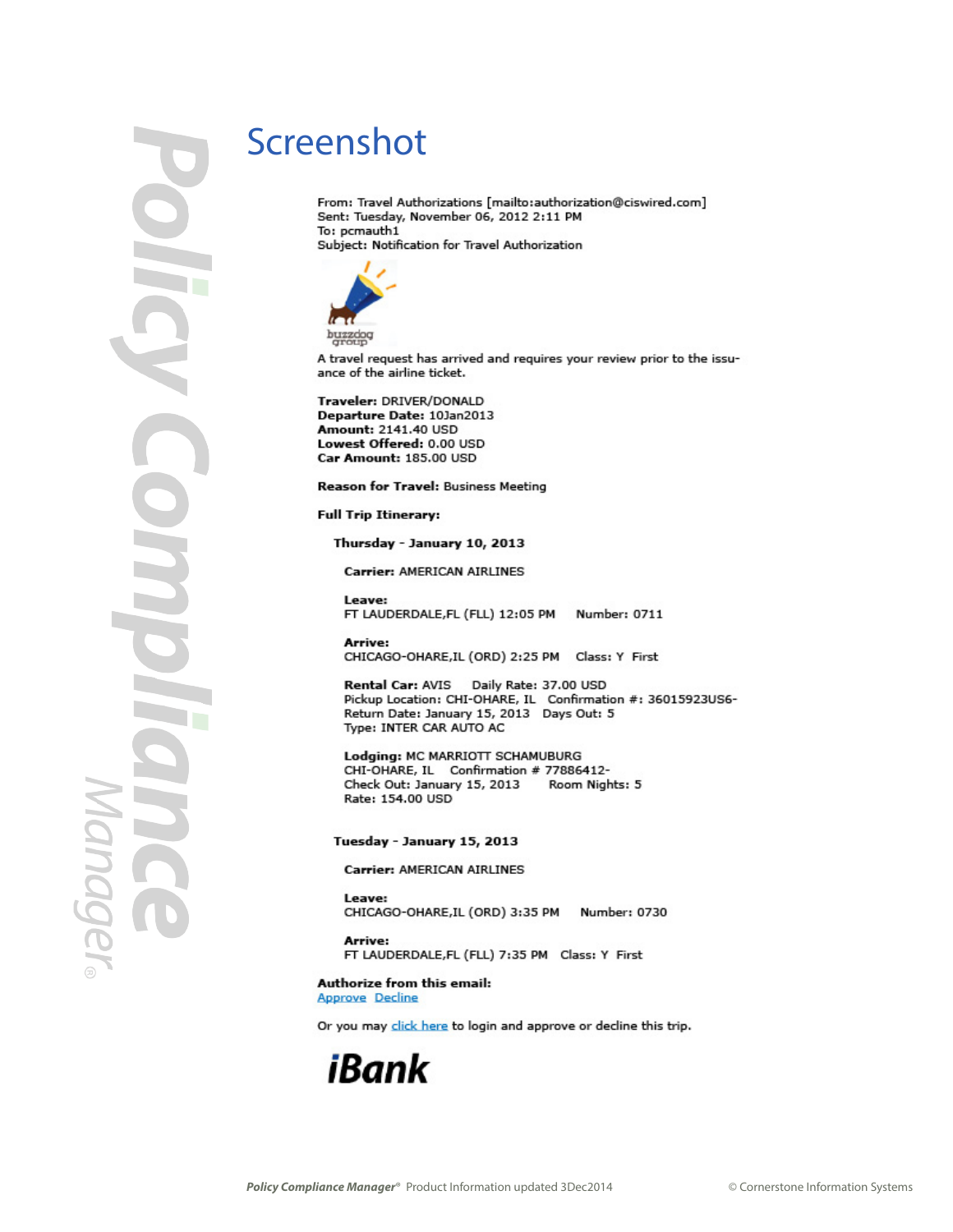# Screenshot

From: Travel Authorizations [mailto:authorization@ciswired.com]
Sent: Tuesday, November 06, 2012 2:11 PM
To: pcmauth1
Subject: Notification for Travel Authorization

buzzdog group

A travel request has arrived and requires your review prior to the issuance of the airline ticket.

**Traveler:** DRIVER/DONALD
**Departure Date:** 10Jan2013
**Amount:** 2141.40 USD
**Lowest Offered:** 0.00 USD
**Car Amount:** 185.00 USD

**Reason for Travel:** Business Meeting

**Full Trip Itinerary:**

**Thursday - January 10, 2013**

**Carrier:** AMERICAN AIRLINES

**Leave:**
FT LAUDERDALE,FL (FLL) 12:05 PM    Number: 0711

**Arrive:**
CHICAGO-OHARE,IL (ORD) 2:25 PM    Class: Y First

**Rental Car:** AVIS    Daily Rate: 37.00 USD
Pickup Location: CHI-OHARE, IL    Confirmation #: 36015923US6-
Return Date: January 15, 2013    Days Out: 5
Type: INTER CAR AUTO AC

**Lodging:** MC MARRIOTT SCHAMUBURG
CHI-OHARE, IL    Confirmation # 77886412-
Check Out: January 15, 2013    Room Nights: 5
Rate: 154.00 USD

**Tuesday - January 15, 2013**

**Carrier:** AMERICAN AIRLINES

**Leave:**
CHICAGO-OHARE,IL (ORD) 3:35 PM    Number: 0730

**Arrive:**
FT LAUDERDALE,FL (FLL) 7:35 PM    Class: Y First

**Authorize from this email:**
Approve Decline

Or you may click here to login and approve or decline this trip.

**iBank**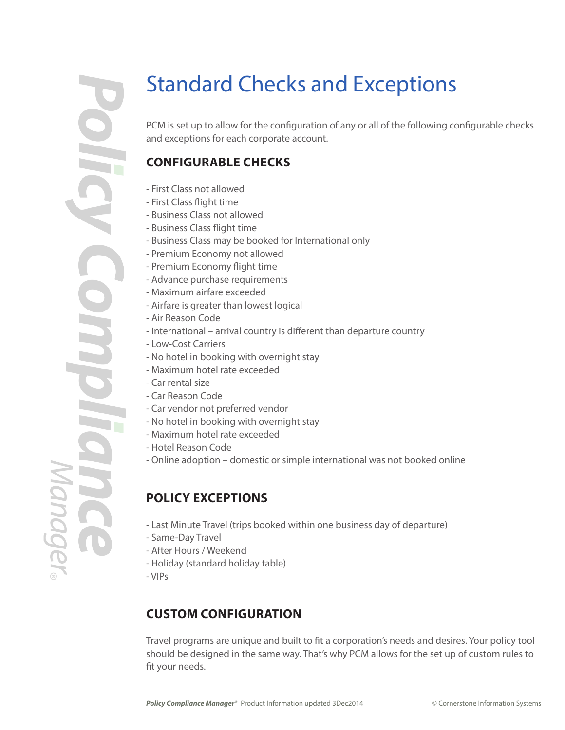# Standard Checks and Exceptions

PCM is set up to allow for the configuration of any or all of the following configurable checks and exceptions for each corporate account.

## CONFIGURABLE CHECKS

- First Class not allowed
- First Class flight time
- Business Class not allowed
- Business Class flight time
- Business Class may be booked for International only
- Premium Economy not allowed
- Premium Economy flight time
- Advance purchase requirements
- Maximum airfare exceeded
- Airfare is greater than lowest logical
- Air Reason Code
- International – arrival country is different than departure country
- Low-Cost Carriers
- No hotel in booking with overnight stay
- Maximum hotel rate exceeded
- Car rental size
- Car Reason Code
- Car vendor not preferred vendor
- No hotel in booking with overnight stay
- Maximum hotel rate exceeded
- Hotel Reason Code
- Online adoption – domestic or simple international was not booked online

## POLICY EXCEPTIONS

- Last Minute Travel (trips booked within one business day of departure)
- Same-Day Travel
- After Hours / Weekend
- Holiday (standard holiday table)
- VIPs

## CUSTOM CONFIGURATION

Travel programs are unique and built to fit a corporation's needs and desires. Your policy tool should be designed in the same way. That's why PCM allows for the set up of custom rules to fit your needs.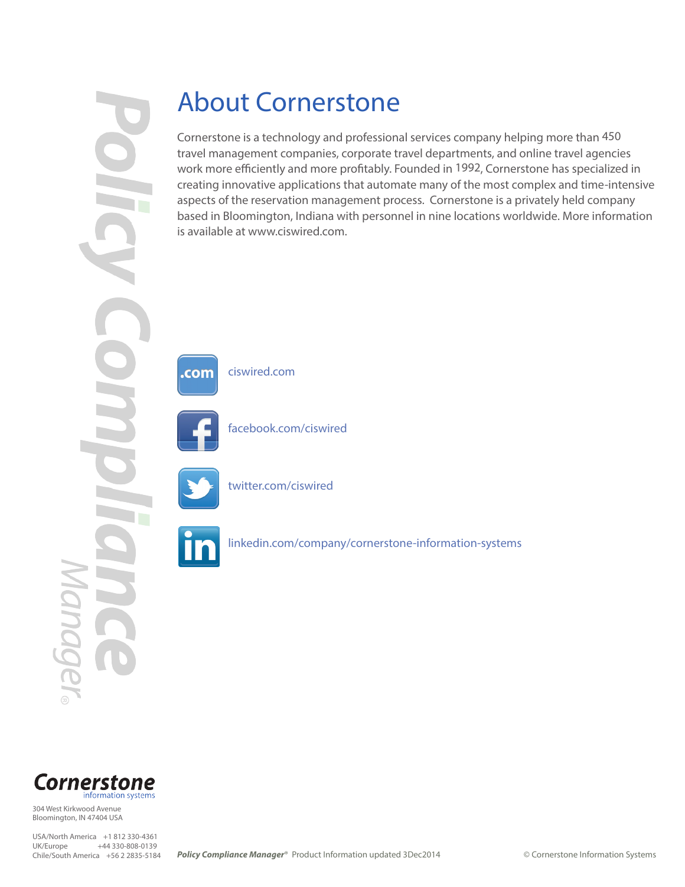# About Cornerstone

Cornerstone is a technology and professional services company helping more than 450 travel management companies, corporate travel departments, and online travel agencies work more efficiently and more profitably. Founded in 1992, Cornerstone has specialized in creating innovative applications that automate many of the most complex and time-intensive aspects of the reservation management process. Cornerstone is a privately held company based in Bloomington, Indiana with personnel in nine locations worldwide. More information is available at www.ciswired.com.

ciswired.com

facebook.com/ciswired

twitter.com/ciswired

linkedin.com/company/cornerstone-information-systems

**Cornerstone** information systems

304 West Kirkwood Avenue
Bloomington, IN 47404 USA

USA/North America +1 812 330-4361
UK/Europe +44 330-808-0139
Chile/South America +56 2 2835-5184

***Policy Compliance Manager***® Product Information updated 3Dec2014

© Cornerstone Information Systems